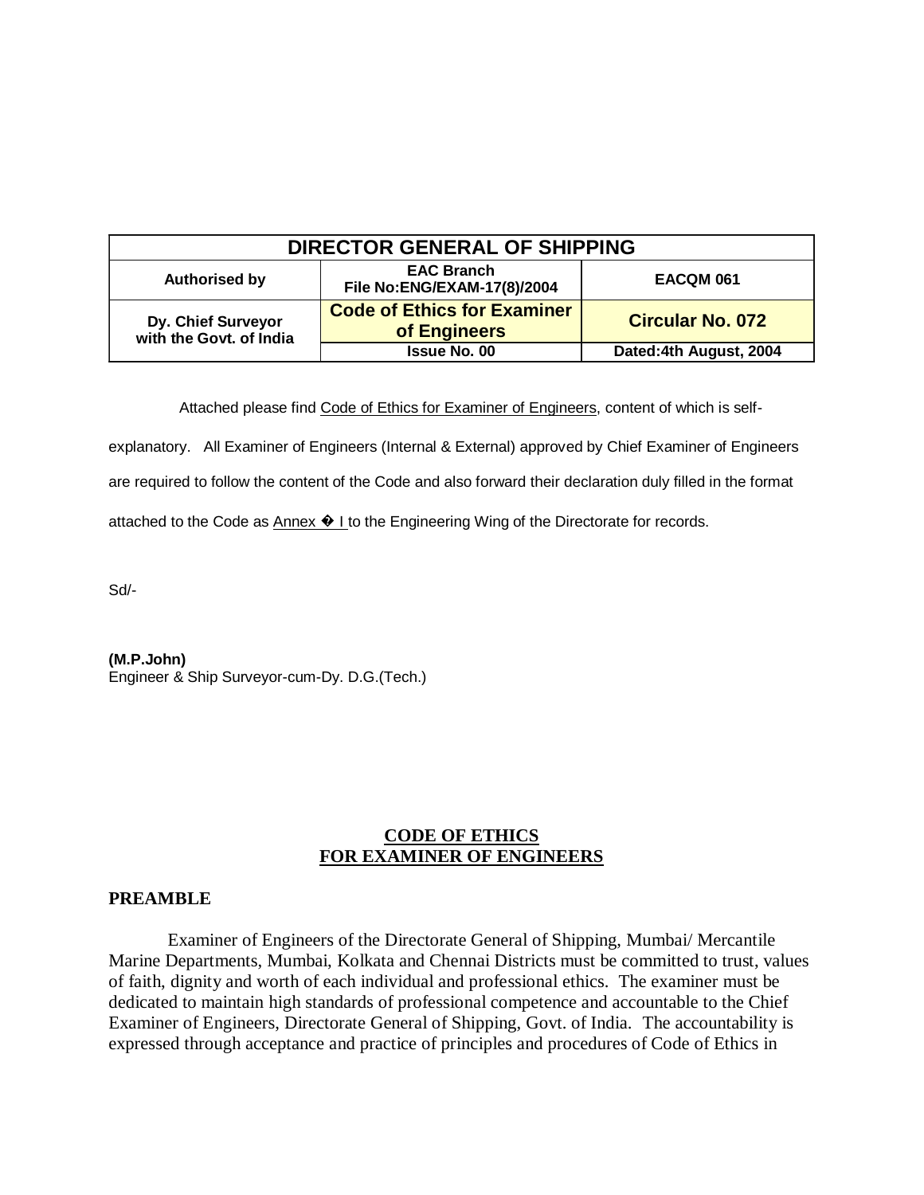| DIRECTOR GENERAL OF SHIPPING | | |
|---|---|---|
| **Authorised by** | **EAC Branch File No:ENG/EXAM-17(8)/2004** | **EACQM 061** |
| **Dy. Chief Surveyor with the Govt. of India** | **Code of Ethics for Examiner of Engineers** | **Circular No. 072** |
| | **Issue No. 00** | **Dated:4th August, 2004** |

Attached please find Code of Ethics for Examiner of Engineers, content of which is self-explanatory. All Examiner of Engineers (Internal & External) approved by Chief Examiner of Engineers are required to follow the content of the Code and also forward their declaration duly filled in the format attached to the Code as Annex � I to the Engineering Wing of the Directorate for records.

Sd/-

**(M.P.John)**
Engineer & Ship Surveyor-cum-Dy. D.G.(Tech.)

# CODE OF ETHICS FOR EXAMINER OF ENGINEERS

## PREAMBLE

Examiner of Engineers of the Directorate General of Shipping, Mumbai/ Mercantile Marine Departments, Mumbai, Kolkata and Chennai Districts must be committed to trust, values of faith, dignity and worth of each individual and professional ethics. The examiner must be dedicated to maintain high standards of professional competence and accountable to the Chief Examiner of Engineers, Directorate General of Shipping, Govt. of India. The accountability is expressed through acceptance and practice of principles and procedures of Code of Ethics in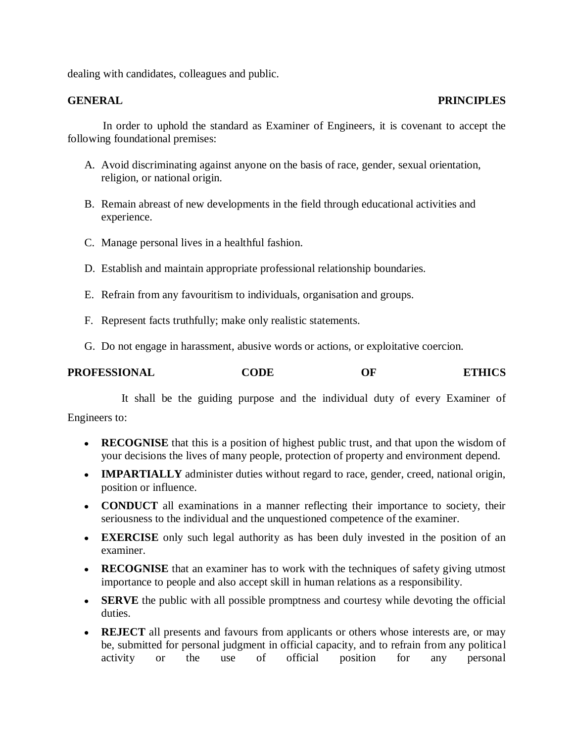dealing with candidates, colleagues and public.

## GENERAL PRINCIPLES

In order to uphold the standard as Examiner of Engineers, it is covenant to accept the following foundational premises:

A. Avoid discriminating against anyone on the basis of race, gender, sexual orientation, religion, or national origin.

B. Remain abreast of new developments in the field through educational activities and experience.

C. Manage personal lives in a healthful fashion.

D. Establish and maintain appropriate professional relationship boundaries.

E. Refrain from any favouritism to individuals, organisation and groups.

F. Represent facts truthfully; make only realistic statements.

G. Do not engage in harassment, abusive words or actions, or exploitative coercion.

## PROFESSIONAL CODE OF ETHICS

It shall be the guiding purpose and the individual duty of every Examiner of Engineers to:

- **RECOGNISE** that this is a position of highest public trust, and that upon the wisdom of your decisions the lives of many people, protection of property and environment depend.
- **IMPARTIALLY** administer duties without regard to race, gender, creed, national origin, position or influence.
- **CONDUCT** all examinations in a manner reflecting their importance to society, their seriousness to the individual and the unquestioned competence of the examiner.
- **EXERCISE** only such legal authority as has been duly invested in the position of an examiner.
- **RECOGNISE** that an examiner has to work with the techniques of safety giving utmost importance to people and also accept skill in human relations as a responsibility.
- **SERVE** the public with all possible promptness and courtesy while devoting the official duties.
- **REJECT** all presents and favours from applicants or others whose interests are, or may be, submitted for personal judgment in official capacity, and to refrain from any political activity or the use of official position for any personal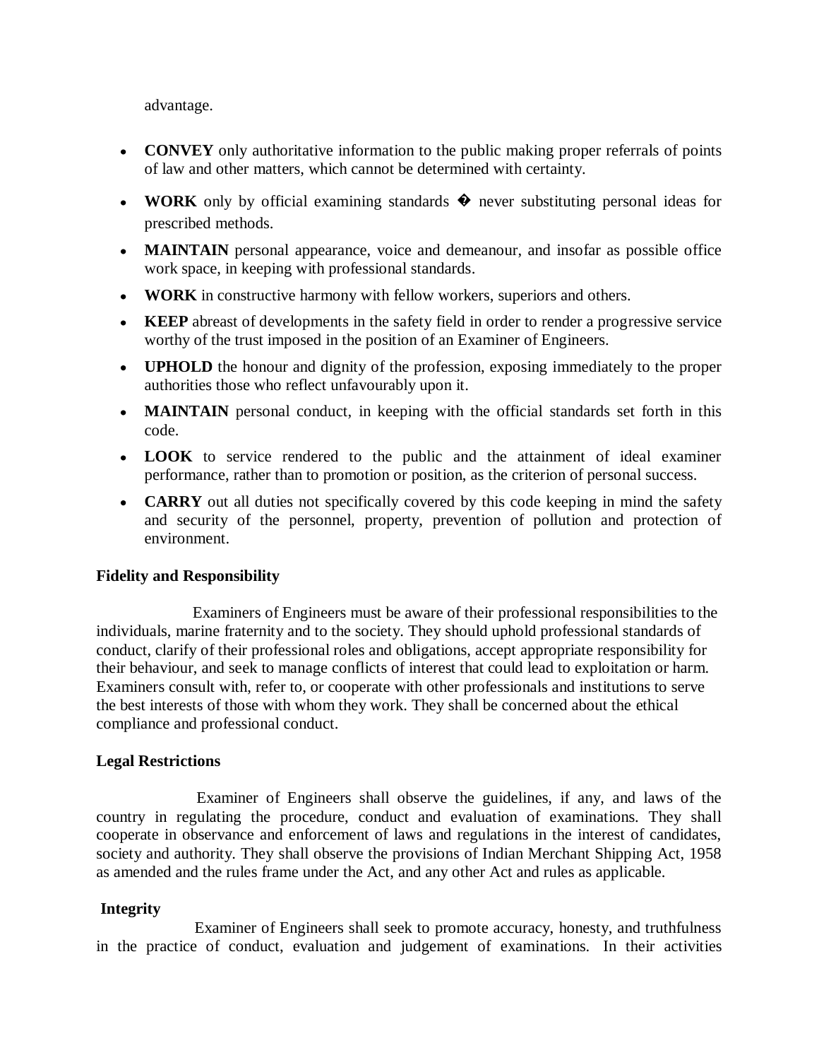advantage.

- **CONVEY** only authoritative information to the public making proper referrals of points of law and other matters, which cannot be determined with certainty.
- **WORK** only by official examining standards � never substituting personal ideas for prescribed methods.
- **MAINTAIN** personal appearance, voice and demeanour, and insofar as possible office work space, in keeping with professional standards.
- **WORK** in constructive harmony with fellow workers, superiors and others.
- **KEEP** abreast of developments in the safety field in order to render a progressive service worthy of the trust imposed in the position of an Examiner of Engineers.
- **UPHOLD** the honour and dignity of the profession, exposing immediately to the proper authorities those who reflect unfavourably upon it.
- **MAINTAIN** personal conduct, in keeping with the official standards set forth in this code.
- **LOOK** to service rendered to the public and the attainment of ideal examiner performance, rather than to promotion or position, as the criterion of personal success.
- **CARRY** out all duties not specifically covered by this code keeping in mind the safety and security of the personnel, property, prevention of pollution and protection of environment.

**Fidelity and Responsibility**

Examiners of Engineers must be aware of their professional responsibilities to the individuals, marine fraternity and to the society. They should uphold professional standards of conduct, clarify of their professional roles and obligations, accept appropriate responsibility for their behaviour, and seek to manage conflicts of interest that could lead to exploitation or harm. Examiners consult with, refer to, or cooperate with other professionals and institutions to serve the best interests of those with whom they work. They shall be concerned about the ethical compliance and professional conduct.

**Legal Restrictions**

Examiner of Engineers shall observe the guidelines, if any, and laws of the country in regulating the procedure, conduct and evaluation of examinations. They shall cooperate in observance and enforcement of laws and regulations in the interest of candidates, society and authority. They shall observe the provisions of Indian Merchant Shipping Act, 1958 as amended and the rules frame under the Act, and any other Act and rules as applicable.

**Integrity**

Examiner of Engineers shall seek to promote accuracy, honesty, and truthfulness in the practice of conduct, evaluation and judgement of examinations. In their activities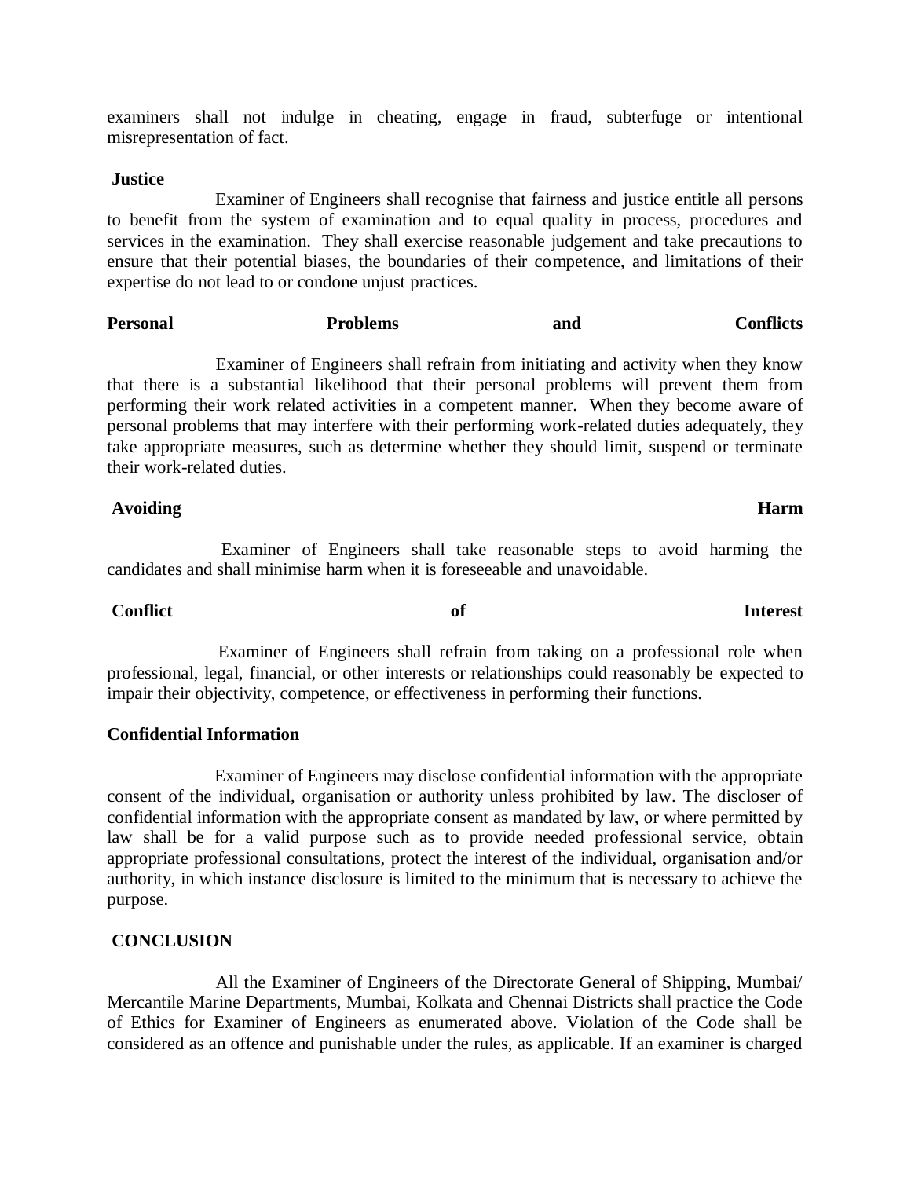examiners shall not indulge in cheating, engage in fraud, subterfuge or intentional misrepresentation of fact.

**Justice**

Examiner of Engineers shall recognise that fairness and justice entitle all persons to benefit from the system of examination and to equal quality in process, procedures and services in the examination. They shall exercise reasonable judgement and take precautions to ensure that their potential biases, the boundaries of their competence, and limitations of their expertise do not lead to or condone unjust practices.

**Personal Problems and Conflicts**

Examiner of Engineers shall refrain from initiating and activity when they know that there is a substantial likelihood that their personal problems will prevent them from performing their work related activities in a competent manner. When they become aware of personal problems that may interfere with their performing work-related duties adequately, they take appropriate measures, such as determine whether they should limit, suspend or terminate their work-related duties.

**Avoiding Harm**

Examiner of Engineers shall take reasonable steps to avoid harming the candidates and shall minimise harm when it is foreseeable and unavoidable.

**Conflict of Interest**

Examiner of Engineers shall refrain from taking on a professional role when professional, legal, financial, or other interests or relationships could reasonably be expected to impair their objectivity, competence, or effectiveness in performing their functions.

**Confidential Information**

Examiner of Engineers may disclose confidential information with the appropriate consent of the individual, organisation or authority unless prohibited by law. The discloser of confidential information with the appropriate consent as mandated by law, or where permitted by law shall be for a valid purpose such as to provide needed professional service, obtain appropriate professional consultations, protect the interest of the individual, organisation and/or authority, in which instance disclosure is limited to the minimum that is necessary to achieve the purpose.

**CONCLUSION**

All the Examiner of Engineers of the Directorate General of Shipping, Mumbai/ Mercantile Marine Departments, Mumbai, Kolkata and Chennai Districts shall practice the Code of Ethics for Examiner of Engineers as enumerated above. Violation of the Code shall be considered as an offence and punishable under the rules, as applicable. If an examiner is charged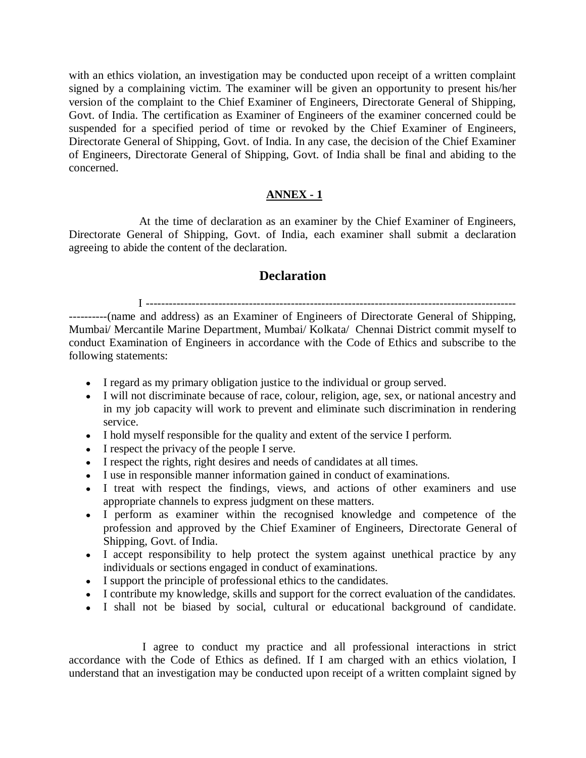with an ethics violation, an investigation may be conducted upon receipt of a written complaint signed by a complaining victim. The examiner will be given an opportunity to present his/her version of the complaint to the Chief Examiner of Engineers, Directorate General of Shipping, Govt. of India. The certification as Examiner of Engineers of the examiner concerned could be suspended for a specified period of time or revoked by the Chief Examiner of Engineers, Directorate General of Shipping, Govt. of India. In any case, the decision of the Chief Examiner of Engineers, Directorate General of Shipping, Govt. of India shall be final and abiding to the concerned.

## ANNEX - 1

At the time of declaration as an examiner by the Chief Examiner of Engineers, Directorate General of Shipping, Govt. of India, each examiner shall submit a declaration agreeing to abide the content of the declaration.

## Declaration

I ----------------------------------------------------------------------------------------------------------(name and address) as an Examiner of Engineers of Directorate General of Shipping, Mumbai/ Mercantile Marine Department, Mumbai/ Kolkata/ Chennai District commit myself to conduct Examination of Engineers in accordance with the Code of Ethics and subscribe to the following statements:

- I regard as my primary obligation justice to the individual or group served.
- I will not discriminate because of race, colour, religion, age, sex, or national ancestry and in my job capacity will work to prevent and eliminate such discrimination in rendering service.
- I hold myself responsible for the quality and extent of the service I perform.
- I respect the privacy of the people I serve.
- I respect the rights, right desires and needs of candidates at all times.
- I use in responsible manner information gained in conduct of examinations.
- I treat with respect the findings, views, and actions of other examiners and use appropriate channels to express judgment on these matters.
- I perform as examiner within the recognised knowledge and competence of the profession and approved by the Chief Examiner of Engineers, Directorate General of Shipping, Govt. of India.
- I accept responsibility to help protect the system against unethical practice by any individuals or sections engaged in conduct of examinations.
- I support the principle of professional ethics to the candidates.
- I contribute my knowledge, skills and support for the correct evaluation of the candidates.
- I shall not be biased by social, cultural or educational background of candidate.

I agree to conduct my practice and all professional interactions in strict accordance with the Code of Ethics as defined. If I am charged with an ethics violation, I understand that an investigation may be conducted upon receipt of a written complaint signed by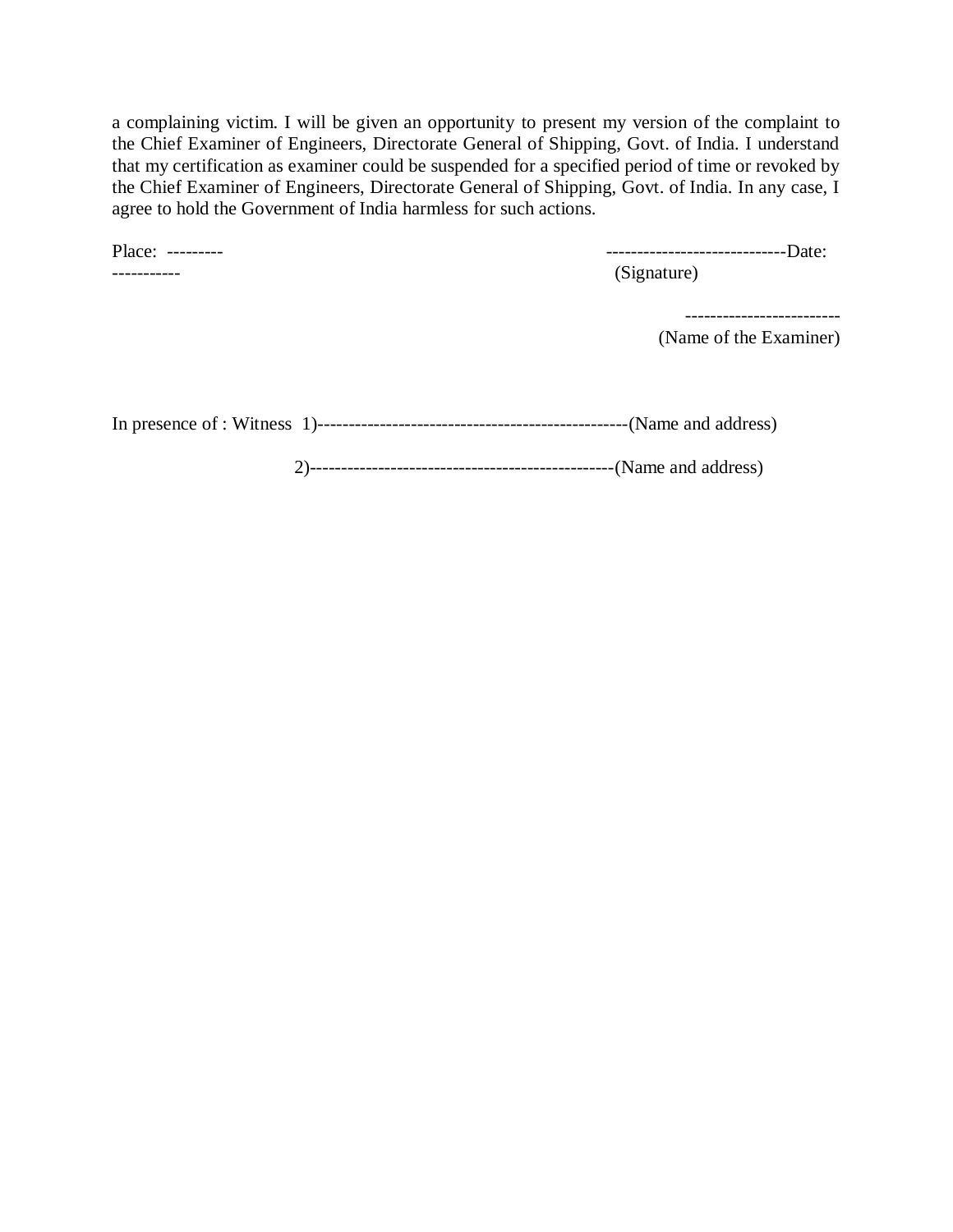a complaining victim. I will be given an opportunity to present my version of the complaint to the Chief Examiner of Engineers, Directorate General of Shipping, Govt. of India. I understand that my certification as examiner could be suspended for a specified period of time or revoked by the Chief Examiner of Engineers, Directorate General of Shipping, Govt. of India. In any case, I agree to hold the Government of India harmless for such actions.

Place: ---------

Date: -----------

-----------------------------
(Signature)

------------------------
(Name of the Examiner)

In presence of : Witness 1)--------------------------------------------------(Name and address)

2)-------------------------------------------------(Name and address)